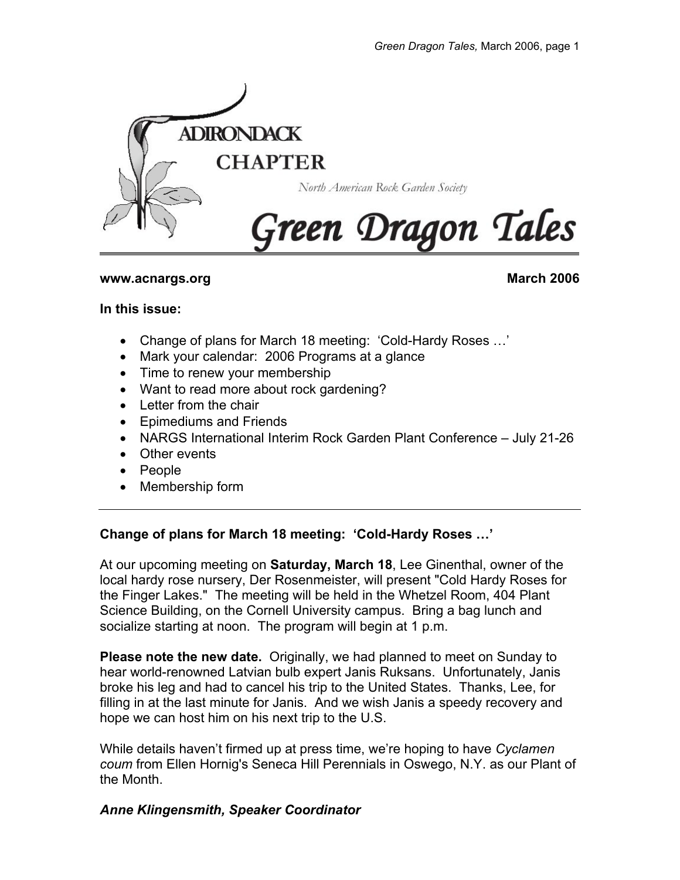# ADIRONDACK CHAPTER

North American Rock Garden Society

# Green Dragon Tales

**www.acnargs.org** **March 2006**

**In this issue:**

- Change of plans for March 18 meeting: 'Cold-Hardy Roses …'
- Mark your calendar: 2006 Programs at a glance
- Time to renew your membership
- Want to read more about rock gardening?
- Letter from the chair
- Epimediums and Friends
- NARGS International Interim Rock Garden Plant Conference – July 21-26
- Other events
- People
- Membership form

---

## Change of plans for March 18 meeting: 'Cold-Hardy Roses …'

At our upcoming meeting on **Saturday, March 18**, Lee Ginenthal, owner of the local hardy rose nursery, Der Rosenmeister, will present "Cold Hardy Roses for the Finger Lakes." The meeting will be held in the Whetzel Room, 404 Plant Science Building, on the Cornell University campus. Bring a bag lunch and socialize starting at noon. The program will begin at 1 p.m.

**Please note the new date.** Originally, we had planned to meet on Sunday to hear world-renowned Latvian bulb expert Janis Ruksans. Unfortunately, Janis broke his leg and had to cancel his trip to the United States. Thanks, Lee, for filling in at the last minute for Janis. And we wish Janis a speedy recovery and hope we can host him on his next trip to the U.S.

While details haven't firmed up at press time, we're hoping to have *Cyclamen coum* from Ellen Hornig's Seneca Hill Perennials in Oswego, N.Y. as our Plant of the Month.

***Anne Klingensmith, Speaker Coordinator***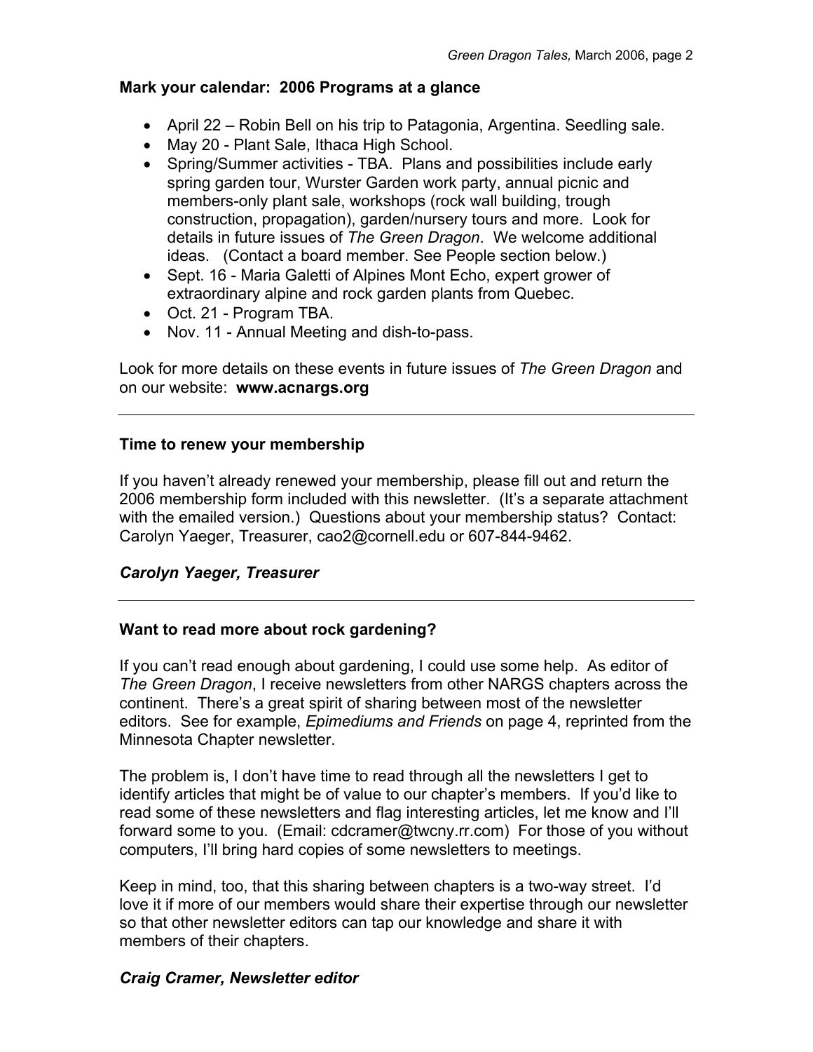**Mark your calendar: 2006 Programs at a glance**

- April 22 – Robin Bell on his trip to Patagonia, Argentina. Seedling sale.
- May 20 - Plant Sale, Ithaca High School.
- Spring/Summer activities - TBA. Plans and possibilities include early spring garden tour, Wurster Garden work party, annual picnic and members-only plant sale, workshops (rock wall building, trough construction, propagation), garden/nursery tours and more. Look for details in future issues of *The Green Dragon*. We welcome additional ideas. (Contact a board member. See People section below.)
- Sept. 16 - Maria Galetti of Alpines Mont Echo, expert grower of extraordinary alpine and rock garden plants from Quebec.
- Oct. 21 - Program TBA.
- Nov. 11 - Annual Meeting and dish-to-pass.

Look for more details on these events in future issues of *The Green Dragon* and on our website: **www.acnargs.org**

---

**Time to renew your membership**

If you haven't already renewed your membership, please fill out and return the 2006 membership form included with this newsletter. (It's a separate attachment with the emailed version.) Questions about your membership status? Contact: Carolyn Yaeger, Treasurer, cao2@cornell.edu or 607-844-9462.

***Carolyn Yaeger, Treasurer***

---

**Want to read more about rock gardening?**

If you can't read enough about gardening, I could use some help. As editor of *The Green Dragon*, I receive newsletters from other NARGS chapters across the continent. There's a great spirit of sharing between most of the newsletter editors. See for example, *Epimediums and Friends* on page 4, reprinted from the Minnesota Chapter newsletter.

The problem is, I don't have time to read through all the newsletters I get to identify articles that might be of value to our chapter's members. If you'd like to read some of these newsletters and flag interesting articles, let me know and I'll forward some to you. (Email: cdcramer@twcny.rr.com) For those of you without computers, I'll bring hard copies of some newsletters to meetings.

Keep in mind, too, that this sharing between chapters is a two-way street. I'd love it if more of our members would share their expertise through our newsletter so that other newsletter editors can tap our knowledge and share it with members of their chapters.

***Craig Cramer, Newsletter editor***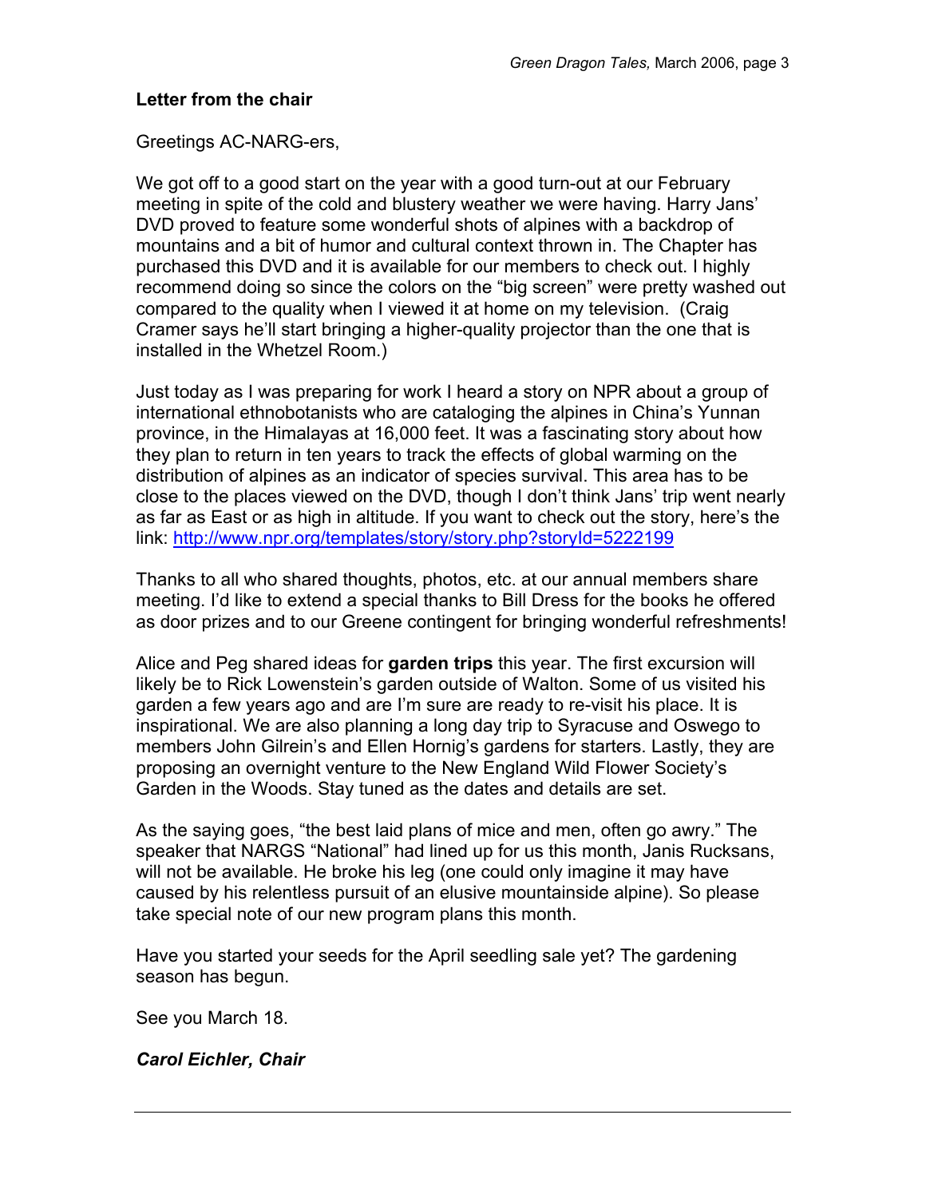## Letter from the chair

Greetings AC-NARG-ers,

We got off to a good start on the year with a good turn-out at our February meeting in spite of the cold and blustery weather we were having. Harry Jans' DVD proved to feature some wonderful shots of alpines with a backdrop of mountains and a bit of humor and cultural context thrown in. The Chapter has purchased this DVD and it is available for our members to check out. I highly recommend doing so since the colors on the "big screen" were pretty washed out compared to the quality when I viewed it at home on my television. (Craig Cramer says he'll start bringing a higher-quality projector than the one that is installed in the Whetzel Room.)

Just today as I was preparing for work I heard a story on NPR about a group of international ethnobotanists who are cataloging the alpines in China's Yunnan province, in the Himalayas at 16,000 feet. It was a fascinating story about how they plan to return in ten years to track the effects of global warming on the distribution of alpines as an indicator of species survival. This area has to be close to the places viewed on the DVD, though I don't think Jans' trip went nearly as far as East or as high in altitude. If you want to check out the story, here's the link: http://www.npr.org/templates/story/story.php?storyId=5222199

Thanks to all who shared thoughts, photos, etc. at our annual members share meeting. I'd like to extend a special thanks to Bill Dress for the books he offered as door prizes and to our Greene contingent for bringing wonderful refreshments!

Alice and Peg shared ideas for **garden trips** this year. The first excursion will likely be to Rick Lowenstein's garden outside of Walton. Some of us visited his garden a few years ago and are I'm sure are ready to re-visit his place. It is inspirational. We are also planning a long day trip to Syracuse and Oswego to members John Gilrein's and Ellen Hornig's gardens for starters. Lastly, they are proposing an overnight venture to the New England Wild Flower Society's Garden in the Woods. Stay tuned as the dates and details are set.

As the saying goes, "the best laid plans of mice and men, often go awry." The speaker that NARGS "National" had lined up for us this month, Janis Rucksans, will not be available. He broke his leg (one could only imagine it may have caused by his relentless pursuit of an elusive mountainside alpine). So please take special note of our new program plans this month.

Have you started your seeds for the April seedling sale yet? The gardening season has begun.

See you March 18.

***Carol Eichler, Chair***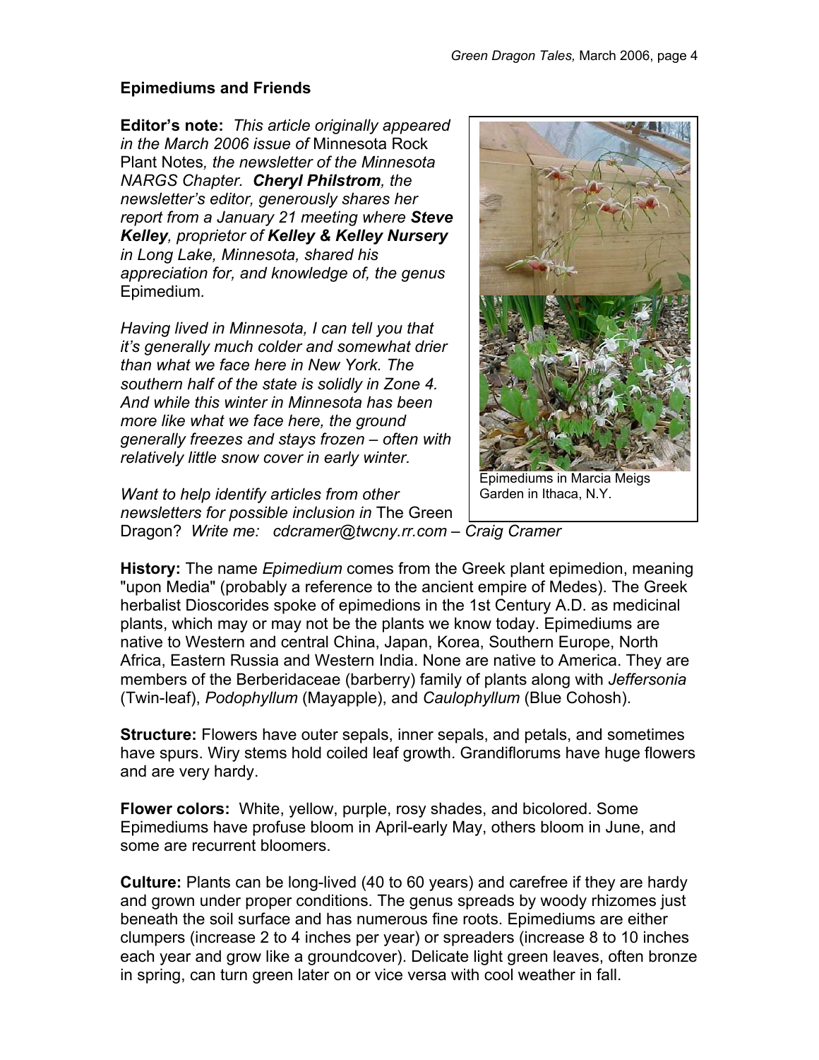## Epimediums and Friends

**Editor's note:** *This article originally appeared in the March 2006 issue of* Minnesota Rock Plant Notes*, the newsletter of the Minnesota NARGS Chapter.* ***Cheryl Philstrom****, the newsletter's editor, generously shares her report from a January 21 meeting where* ***Steve Kelley****, proprietor of* ***Kelley & Kelley Nursery*** *in Long Lake, Minnesota, shared his appreciation for, and knowledge of, the genus* Epimedium*.*

*Having lived in Minnesota, I can tell you that it's generally much colder and somewhat drier than what we face here in New York. The southern half of the state is solidly in Zone 4. And while this winter in Minnesota has been more like what we face here, the ground generally freezes and stays frozen – often with relatively little snow cover in early winter.*

*Want to help identify articles from other newsletters for possible inclusion in* The Green Dragon? *Write me: cdcramer@twcny.rr.com – Craig Cramer*

Epimediums in Marcia Meigs Garden in Ithaca, N.Y.

**History:** The name *Epimedium* comes from the Greek plant epimedion, meaning "upon Media" (probably a reference to the ancient empire of Medes). The Greek herbalist Dioscorides spoke of epimedions in the 1st Century A.D. as medicinal plants, which may or may not be the plants we know today. Epimediums are native to Western and central China, Japan, Korea, Southern Europe, North Africa, Eastern Russia and Western India. None are native to America. They are members of the Berberidaceae (barberry) family of plants along with *Jeffersonia* (Twin-leaf), *Podophyllum* (Mayapple), and *Caulophyllum* (Blue Cohosh).

**Structure:** Flowers have outer sepals, inner sepals, and petals, and sometimes have spurs. Wiry stems hold coiled leaf growth. Grandiflorums have huge flowers and are very hardy.

**Flower colors:** White, yellow, purple, rosy shades, and bicolored. Some Epimediums have profuse bloom in April-early May, others bloom in June, and some are recurrent bloomers.

**Culture:** Plants can be long-lived (40 to 60 years) and carefree if they are hardy and grown under proper conditions. The genus spreads by woody rhizomes just beneath the soil surface and has numerous fine roots. Epimediums are either clumpers (increase 2 to 4 inches per year) or spreaders (increase 8 to 10 inches each year and grow like a groundcover). Delicate light green leaves, often bronze in spring, can turn green later on or vice versa with cool weather in fall.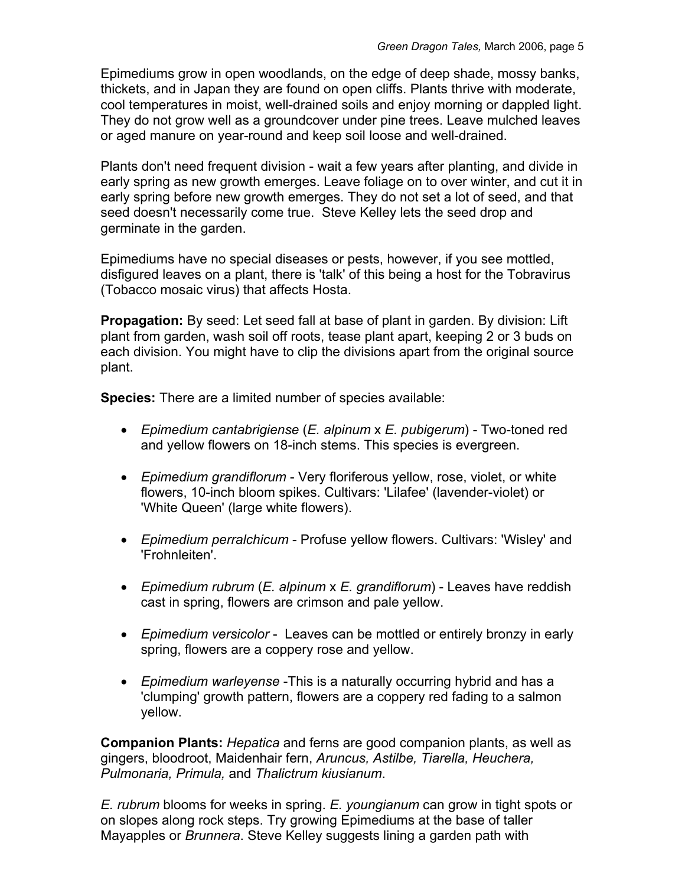Epimediums grow in open woodlands, on the edge of deep shade, mossy banks, thickets, and in Japan they are found on open cliffs. Plants thrive with moderate, cool temperatures in moist, well-drained soils and enjoy morning or dappled light. They do not grow well as a groundcover under pine trees. Leave mulched leaves or aged manure on year-round and keep soil loose and well-drained.

Plants don't need frequent division - wait a few years after planting, and divide in early spring as new growth emerges. Leave foliage on to over winter, and cut it in early spring before new growth emerges. They do not set a lot of seed, and that seed doesn't necessarily come true. Steve Kelley lets the seed drop and germinate in the garden.

Epimediums have no special diseases or pests, however, if you see mottled, disfigured leaves on a plant, there is 'talk' of this being a host for the Tobravirus (Tobacco mosaic virus) that affects Hosta.

**Propagation:** By seed: Let seed fall at base of plant in garden. By division: Lift plant from garden, wash soil off roots, tease plant apart, keeping 2 or 3 buds on each division. You might have to clip the divisions apart from the original source plant.

**Species:** There are a limited number of species available:

- *Epimedium cantabrigiense* (*E. alpinum* x *E. pubigerum*) - Two-toned red and yellow flowers on 18-inch stems. This species is evergreen.
- *Epimedium grandiflorum* - Very floriferous yellow, rose, violet, or white flowers, 10-inch bloom spikes. Cultivars: 'Lilafee' (lavender-violet) or 'White Queen' (large white flowers).
- *Epimedium perralchicum* - Profuse yellow flowers. Cultivars: 'Wisley' and 'Frohnleiten'.
- *Epimedium rubrum* (*E. alpinum* x *E. grandiflorum*) - Leaves have reddish cast in spring, flowers are crimson and pale yellow.
- *Epimedium versicolor* - Leaves can be mottled or entirely bronzy in early spring, flowers are a coppery rose and yellow.
- *Epimedium warleyense* -This is a naturally occurring hybrid and has a 'clumping' growth pattern, flowers are a coppery red fading to a salmon yellow.

**Companion Plants:** *Hepatica* and ferns are good companion plants, as well as gingers, bloodroot, Maidenhair fern, *Aruncus, Astilbe, Tiarella, Heuchera, Pulmonaria, Primula,* and *Thalictrum kiusianum*.

*E. rubrum* blooms for weeks in spring. *E. youngianum* can grow in tight spots or on slopes along rock steps. Try growing Epimediums at the base of taller Mayapples or *Brunnera*. Steve Kelley suggests lining a garden path with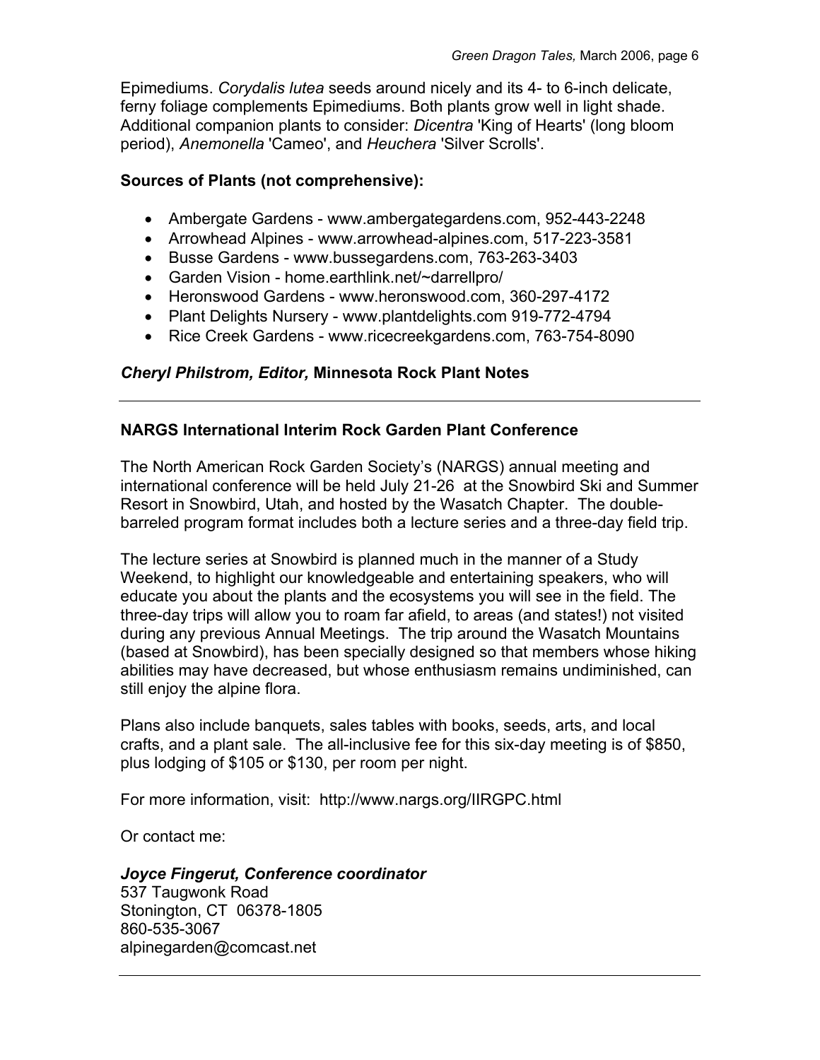Epimediums. *Corydalis lutea* seeds around nicely and its 4- to 6-inch delicate, ferny foliage complements Epimediums. Both plants grow well in light shade. Additional companion plants to consider: *Dicentra* 'King of Hearts' (long bloom period), *Anemonella* 'Cameo', and *Heuchera* 'Silver Scrolls'.

**Sources of Plants (not comprehensive):**

- Ambergate Gardens - www.ambergategardens.com, 952-443-2248
- Arrowhead Alpines - www.arrowhead-alpines.com, 517-223-3581
- Busse Gardens - www.bussegardens.com, 763-263-3403
- Garden Vision - home.earthlink.net/~darrellpro/
- Heronswood Gardens - www.heronswood.com, 360-297-4172
- Plant Delights Nursery - www.plantdelights.com 919-772-4794
- Rice Creek Gardens - www.ricecreekgardens.com, 763-754-8090

***Cheryl Philstrom, Editor,* Minnesota Rock Plant Notes**

---

**NARGS International Interim Rock Garden Plant Conference**

The North American Rock Garden Society's (NARGS) annual meeting and international conference will be held July 21-26 at the Snowbird Ski and Summer Resort in Snowbird, Utah, and hosted by the Wasatch Chapter. The double-barreled program format includes both a lecture series and a three-day field trip.

The lecture series at Snowbird is planned much in the manner of a Study Weekend, to highlight our knowledgeable and entertaining speakers, who will educate you about the plants and the ecosystems you will see in the field. The three-day trips will allow you to roam far afield, to areas (and states!) not visited during any previous Annual Meetings. The trip around the Wasatch Mountains (based at Snowbird), has been specially designed so that members whose hiking abilities may have decreased, but whose enthusiasm remains undiminished, can still enjoy the alpine flora.

Plans also include banquets, sales tables with books, seeds, arts, and local crafts, and a plant sale. The all-inclusive fee for this six-day meeting is of $850, plus lodging of $105 or $130, per room per night.

For more information, visit: http://www.nargs.org/IIRGPC.html

Or contact me:

***Joyce Fingerut, Conference coordinator***
537 Taugwonk Road
Stonington, CT 06378-1805
860-535-3067
alpinegarden@comcast.net

---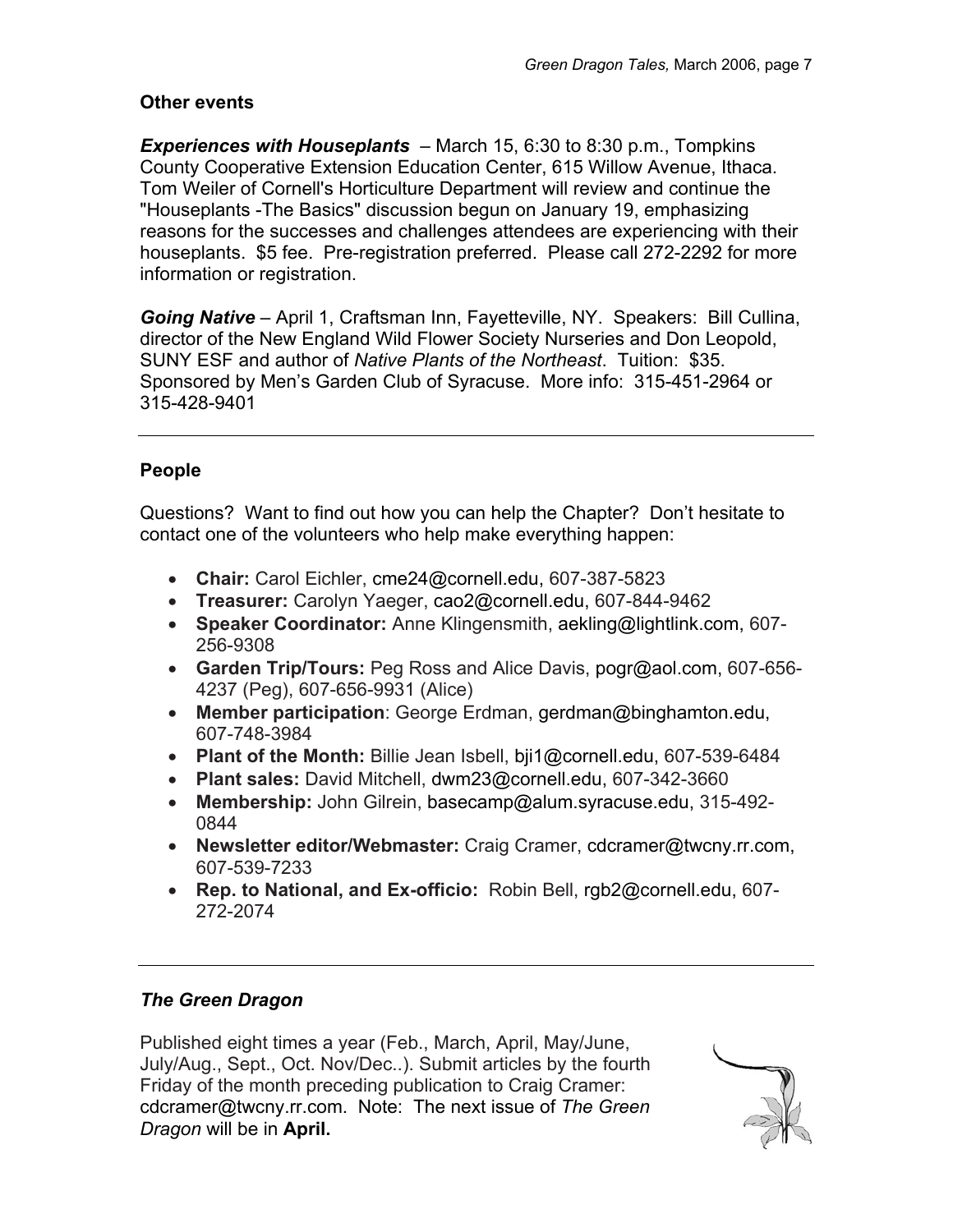## Other events

***Experiences with Houseplants*** – March 15, 6:30 to 8:30 p.m., Tompkins County Cooperative Extension Education Center, 615 Willow Avenue, Ithaca. Tom Weiler of Cornell's Horticulture Department will review and continue the "Houseplants -The Basics" discussion begun on January 19, emphasizing reasons for the successes and challenges attendees are experiencing with their houseplants. $5 fee. Pre-registration preferred. Please call 272-2292 for more information or registration.

***Going Native*** – April 1, Craftsman Inn, Fayetteville, NY. Speakers: Bill Cullina, director of the New England Wild Flower Society Nurseries and Don Leopold, SUNY ESF and author of *Native Plants of the Northeast*. Tuition: $35. Sponsored by Men's Garden Club of Syracuse. More info: 315-451-2964 or 315-428-9401

---

## People

Questions? Want to find out how you can help the Chapter? Don't hesitate to contact one of the volunteers who help make everything happen:

- **Chair:** Carol Eichler, cme24@cornell.edu, 607-387-5823
- **Treasurer:** Carolyn Yaeger, cao2@cornell.edu, 607-844-9462
- **Speaker Coordinator:** Anne Klingensmith, aekling@lightlink.com, 607-256-9308
- **Garden Trip/Tours:** Peg Ross and Alice Davis, pogr@aol.com, 607-656-4237 (Peg), 607-656-9931 (Alice)
- **Member participation**: George Erdman, gerdman@binghamton.edu, 607-748-3984
- **Plant of the Month:** Billie Jean Isbell, bji1@cornell.edu, 607-539-6484
- **Plant sales:** David Mitchell, dwm23@cornell.edu, 607-342-3660
- **Membership:** John Gilrein, basecamp@alum.syracuse.edu, 315-492-0844
- **Newsletter editor/Webmaster:** Craig Cramer, cdcramer@twcny.rr.com, 607-539-7233
- **Rep. to National, and Ex-officio:** Robin Bell, rgb2@cornell.edu, 607-272-2074

---

## *The Green Dragon*

Published eight times a year (Feb., March, April, May/June, July/Aug., Sept., Oct. Nov/Dec..). Submit articles by the fourth Friday of the month preceding publication to Craig Cramer: cdcramer@twcny.rr.com. Note: The next issue of *The Green Dragon* will be in **April.**